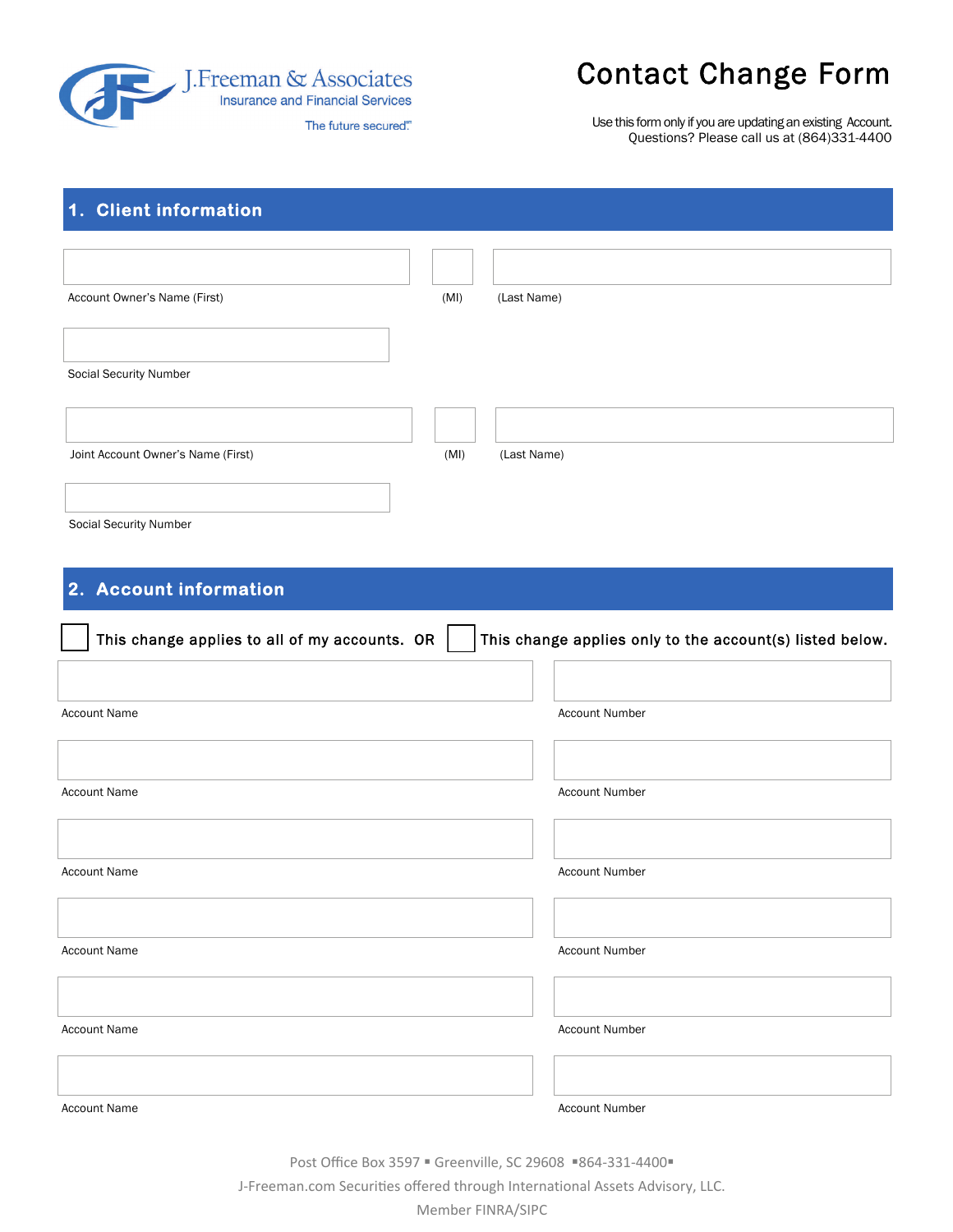J.Freeman & Associates
Insurance and Financial Services
The future secured.℠

# Contact Change Form

Use this form only if you are updating an existing Account.
Questions? Please call us at (864)331-4400

## 1. Client information

Account Owner's Name (First) ____________ (MI) ____ (Last Name) ____________

Social Security Number ____________

Joint Account Owner's Name (First) ____________ (MI) ____ (Last Name) ____________

Social Security Number ____________

## 2. Account information

☐ This change applies to all of my accounts. OR ☐ This change applies only to the account(s) listed below.

| Account Name | Account Number |
| --- | --- |
| | |
| | |
| | |
| | |
| | |
| | |

Post Office Box 3597 ▪ Greenville, SC 29608 ▪864-331-4400▪
J-Freeman.com Securities offered through International Assets Advisory, LLC.
Member FINRA/SIPC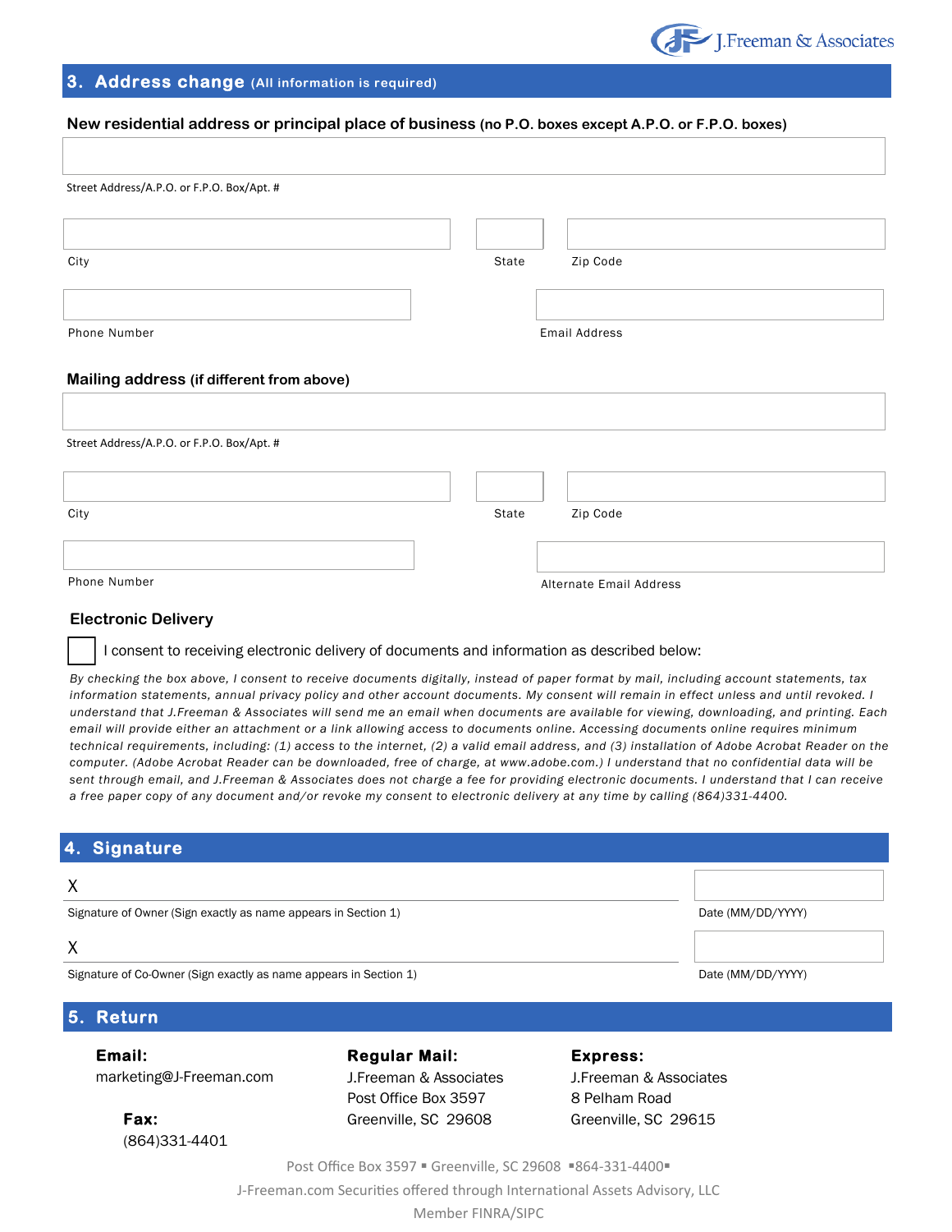## 3. Address change (All information is required)

**New residential address or principal place of business** (no P.O. boxes except A.P.O. or F.P.O. boxes)

Street Address/A.P.O. or F.P.O. Box/Apt. #

City State Zip Code

Phone Number Email Address

**Mailing address** (if different from above)

Street Address/A.P.O. or F.P.O. Box/Apt. #

City State Zip Code

Phone Number Alternate Email Address

### Electronic Delivery

☐ I consent to receiving electronic delivery of documents and information as described below:

*By checking the box above, I consent to receive documents digitally, instead of paper format by mail, including account statements, tax information statements, annual privacy policy and other account documents. My consent will remain in effect unless and until revoked. I understand that J.Freeman & Associates will send me an email when documents are available for viewing, downloading, and printing. Each email will provide either an attachment or a link allowing access to documents online. Accessing documents online requires minimum technical requirements, including: (1) access to the internet, (2) a valid email address, and (3) installation of Adobe Acrobat Reader on the computer. (Adobe Acrobat Reader can be downloaded, free of charge, at www.adobe.com.) I understand that no confidential data will be sent through email, and J.Freeman & Associates does not charge a fee for providing electronic documents. I understand that I can receive a free paper copy of any document and/or revoke my consent to electronic delivery at any time by calling (864)331-4400.*

## 4. Signature

X

Signature of Owner (Sign exactly as name appears in Section 1) Date (MM/DD/YYYY)

X

Signature of Co-Owner (Sign exactly as name appears in Section 1) Date (MM/DD/YYYY)

## 5. Return

**Email:**
marketing@J-Freeman.com

**Fax:**
(864)331-4401

**Regular Mail:**
J.Freeman & Associates
Post Office Box 3597
Greenville, SC 29608

**Express:**
J.Freeman & Associates
8 Pelham Road
Greenville, SC 29615

Post Office Box 3597 ▪ Greenville, SC 29608 ▪864-331-4400▪
J-Freeman.com Securities offered through International Assets Advisory, LLC
Member FINRA/SIPC